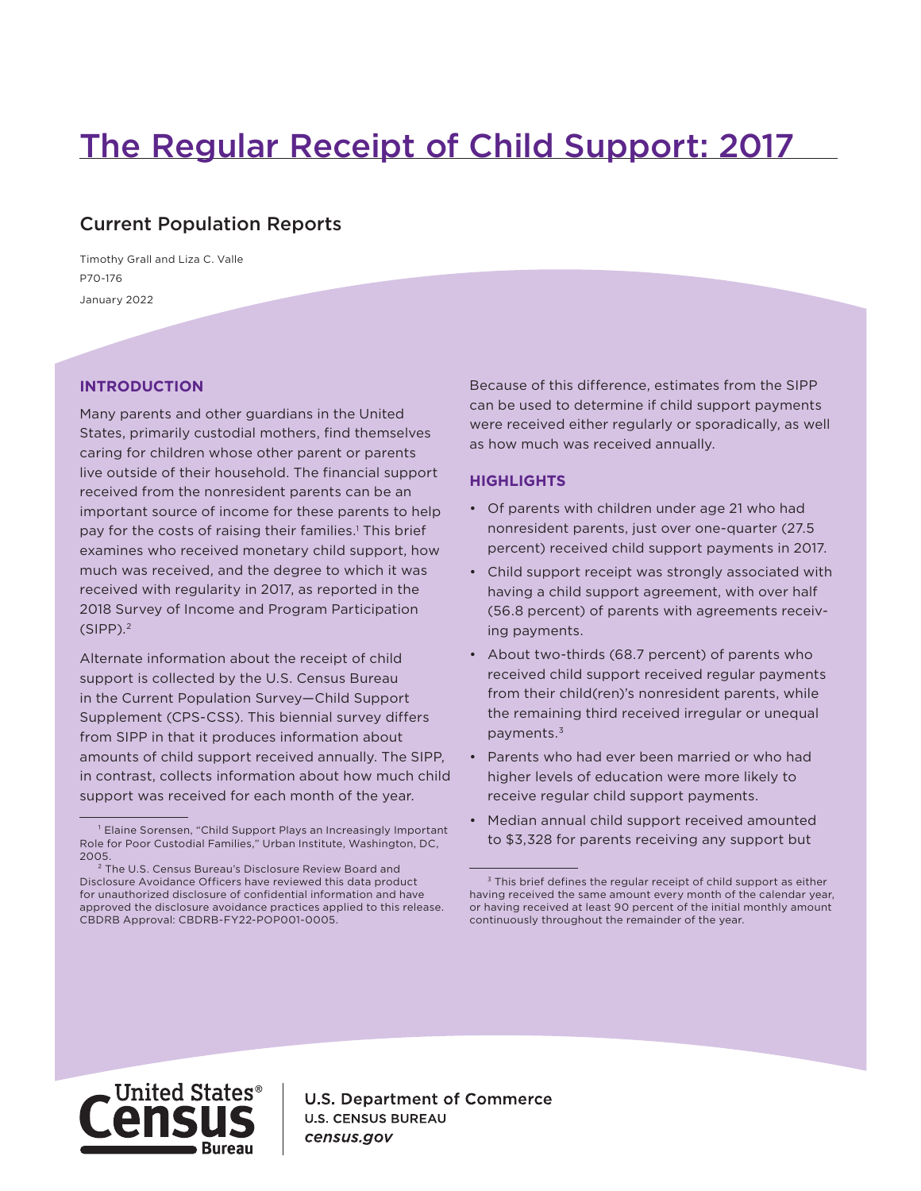# The Regular Receipt of Child Support: 2017

## Current Population Reports

Timothy Grall and Liza C. Valle

P70-176

January 2022

## INTRODUCTION

Many parents and other guardians in the United States, primarily custodial mothers, find themselves caring for children whose other parent or parents live outside of their household. The financial support received from the nonresident parents can be an important source of income for these parents to help pay for the costs of raising their families.[1] This brief examines who received monetary child support, how much was received, and the degree to which it was received with regularity in 2017, as reported in the 2018 Survey of Income and Program Participation (SIPP).[2]

Alternate information about the receipt of child support is collected by the U.S. Census Bureau in the Current Population Survey—Child Support Supplement (CPS-CSS). This biennial survey differs from SIPP in that it produces information about amounts of child support received annually. The SIPP, in contrast, collects information about how much child support was received for each month of the year. Because of this difference, estimates from the SIPP can be used to determine if child support payments were received either regularly or sporadically, as well as how much was received annually.

## HIGHLIGHTS

- Of parents with children under age 21 who had nonresident parents, just over one-quarter (27.5 percent) received child support payments in 2017.
- Child support receipt was strongly associated with having a child support agreement, with over half (56.8 percent) of parents with agreements receiving payments.
- About two-thirds (68.7 percent) of parents who received child support received regular payments from their child(ren)'s nonresident parents, while the remaining third received irregular or unequal payments.[3]
- Parents who had ever been married or who had higher levels of education were more likely to receive regular child support payments.
- Median annual child support received amounted to $3,328 for parents receiving any support but

[1] Elaine Sorensen, "Child Support Plays an Increasingly Important Role for Poor Custodial Families," Urban Institute, Washington, DC, 2005.

[2] The U.S. Census Bureau's Disclosure Review Board and Disclosure Avoidance Officers have reviewed this data product for unauthorized disclosure of confidential information and have approved the disclosure avoidance practices applied to this release. CBDRB Approval: CBDRB-FY22-POP001-0005.

[3] This brief defines the regular receipt of child support as either having received the same amount every month of the calendar year, or having received at least 90 percent of the initial monthly amount continuously throughout the remainder of the year.

U.S. Department of Commerce
U.S. CENSUS BUREAU
*census.gov*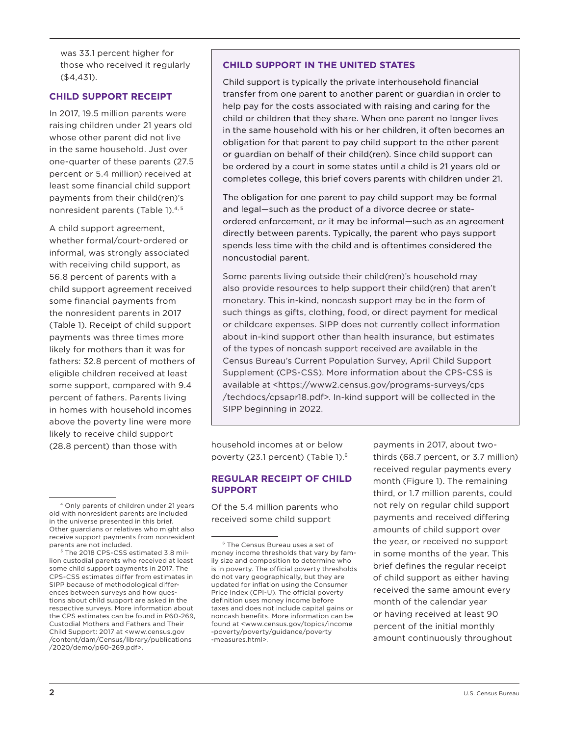was 33.1 percent higher for those who received it regularly ($4,431).

## CHILD SUPPORT RECEIPT

In 2017, 19.5 million parents were raising children under 21 years old whose other parent did not live in the same household. Just over one-quarter of these parents (27.5 percent or 5.4 million) received at least some financial child support payments from their child(ren)'s nonresident parents (Table 1).[4, 5]

A child support agreement, whether formal/court-ordered or informal, was strongly associated with receiving child support, as 56.8 percent of parents with a child support agreement received some financial payments from the nonresident parents in 2017 (Table 1). Receipt of child support payments was three times more likely for mothers than it was for fathers: 32.8 percent of mothers of eligible children received at least some support, compared with 9.4 percent of fathers. Parents living in homes with household incomes above the poverty line were more likely to receive child support (28.8 percent) than those with household incomes at or below poverty (23.1 percent) (Table 1).[6]

## CHILD SUPPORT IN THE UNITED STATES

Child support is typically the private interhousehold financial transfer from one parent to another parent or guardian in order to help pay for the costs associated with raising and caring for the child or children that they share. When one parent no longer lives in the same household with his or her children, it often becomes an obligation for that parent to pay child support to the other parent or guardian on behalf of their child(ren). Since child support can be ordered by a court in some states until a child is 21 years old or completes college, this brief covers parents with children under 21.

The obligation for one parent to pay child support may be formal and legal—such as the product of a divorce decree or state-ordered enforcement, or it may be informal—such as an agreement directly between parents. Typically, the parent who pays support spends less time with the child and is oftentimes considered the noncustodial parent.

Some parents living outside their child(ren)'s household may also provide resources to help support their child(ren) that aren't monetary. This in-kind, noncash support may be in the form of such things as gifts, clothing, food, or direct payment for medical or childcare expenses. SIPP does not currently collect information about in-kind support other than health insurance, but estimates of the types of noncash support received are available in the Census Bureau's Current Population Survey, April Child Support Supplement (CPS-CSS). More information about the CPS-CSS is available at <https://www2.census.gov/programs-surveys/cps/techdocs/cpsapr18.pdf>. In-kind support will be collected in the SIPP beginning in 2022.

## REGULAR RECEIPT OF CHILD SUPPORT

Of the 5.4 million parents who received some child support payments in 2017, about two-thirds (68.7 percent, or 3.7 million) received regular payments every month (Figure 1). The remaining third, or 1.7 million parents, could not rely on regular child support payments and received differing amounts of child support over the year, or received no support in some months of the year. This brief defines the regular receipt of child support as either having received the same amount every month of the calendar year or having received at least 90 percent of the initial monthly amount continuously throughout

---

[4] Only parents of children under 21 years old with nonresident parents are included in the universe presented in this brief. Other guardians or relatives who might also receive support payments from nonresident parents are not included.

[5] The 2018 CPS-CSS estimated 3.8 million custodial parents who received at least some child support payments in 2017. The CPS-CSS estimates differ from estimates in SIPP because of methodological differences between surveys and how questions about child support are asked in the respective surveys. More information about the CPS estimates can be found in P60-269, Custodial Mothers and Fathers and Their Child Support: 2017 at <www.census.gov/content/dam/Census/library/publications/2020/demo/p60-269.pdf>.

[6] The Census Bureau uses a set of money income thresholds that vary by family size and composition to determine who is in poverty. The official poverty thresholds do not vary geographically, but they are updated for inflation using the Consumer Price Index (CPI-U). The official poverty definition uses money income before taxes and does not include capital gains or noncash benefits. More information can be found at <www.census.gov/topics/income-poverty/poverty/guidance/poverty-measures.html>.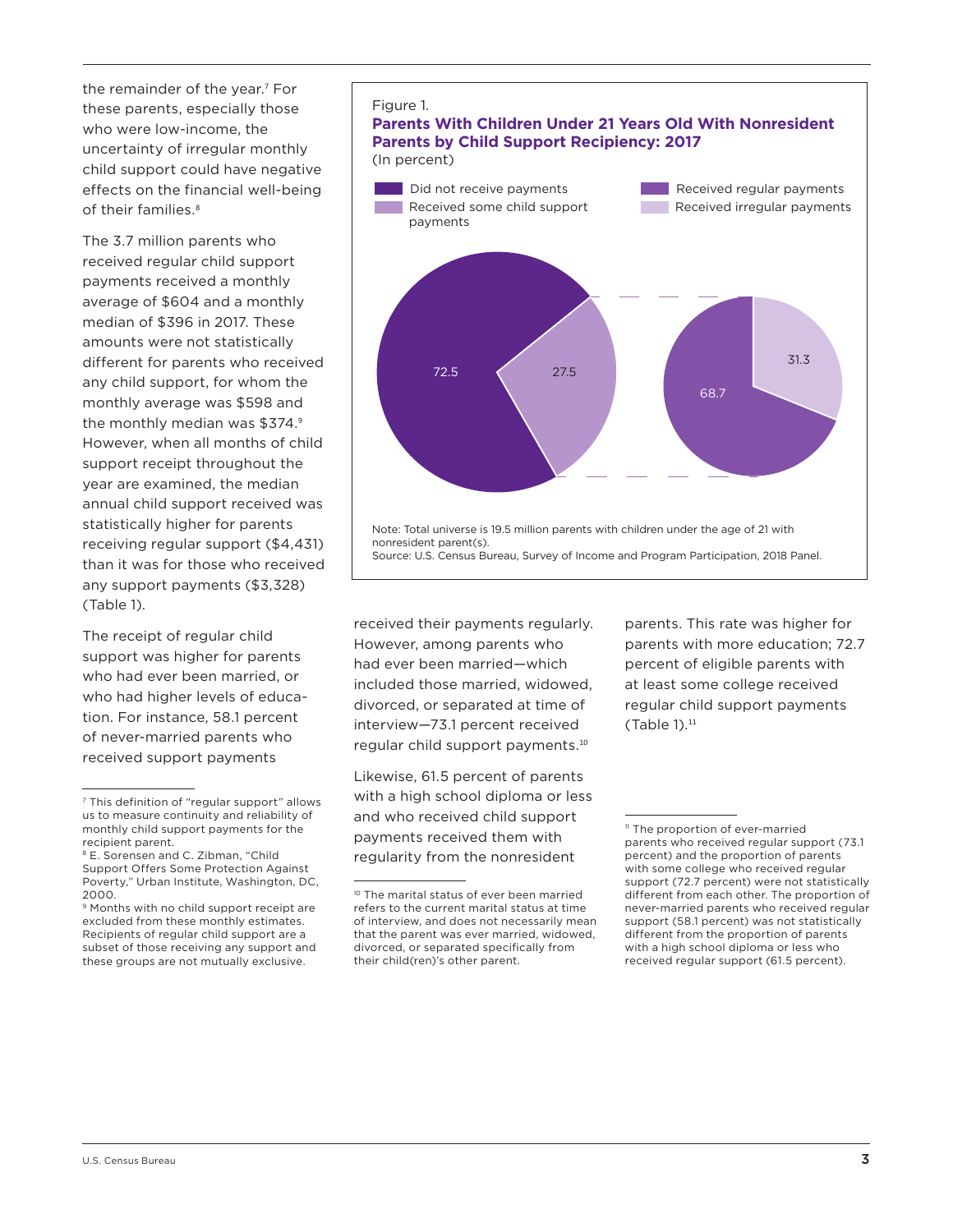the remainder of the year.[7] For these parents, especially those who were low-income, the uncertainty of irregular monthly child support could have negative effects on the financial well-being of their families.[8]

The 3.7 million parents who received regular child support payments received a monthly average of $604 and a monthly median of $396 in 2017. These amounts were not statistically different for parents who received any child support, for whom the monthly average was $598 and the monthly median was $374.[9] However, when all months of child support receipt throughout the year are examined, the median annual child support received was statistically higher for parents receiving regular support ($4,431) than it was for those who received any support payments ($3,328) (Table 1).

The receipt of regular child support was higher for parents who had ever been married, or who had higher levels of education. For instance, 58.1 percent of never-married parents who received support payments received their payments regularly. However, among parents who had ever been married—which included those married, widowed, divorced, or separated at time of interview—73.1 percent received regular child support payments.[10]

Likewise, 61.5 percent of parents with a high school diploma or less and who received child support payments received them with regularity from the nonresident parents. This rate was higher for parents with more education; 72.7 percent of eligible parents with at least some college received regular child support payments (Table 1).[11]

Figure 1.
**Parents With Children Under 21 Years Old With Nonresident Parents by Child Support Recipiency: 2017**
(In percent)

| Category | Percent |
|---|---|
| Did not receive payments | 72.5 |
| Received some child support payments | 27.5 |
| Received regular payments | 68.7 |
| Received irregular payments | 31.3 |

Note: Total universe is 19.5 million parents with children under the age of 21 with nonresident parent(s).
Source: U.S. Census Bureau, Survey of Income and Program Participation, 2018 Panel.

---

[7] This definition of "regular support" allows us to measure continuity and reliability of monthly child support payments for the recipient parent.

[8] E. Sorensen and C. Zibman, "Child Support Offers Some Protection Against Poverty," Urban Institute, Washington, DC, 2000.

[9] Months with no child support receipt are excluded from these monthly estimates. Recipients of regular child support are a subset of those receiving any support and these groups are not mutually exclusive.

[10] The marital status of ever been married refers to the current marital status at time of interview, and does not necessarily mean that the parent was ever married, widowed, divorced, or separated specifically from their child(ren)'s other parent.

[11] The proportion of ever-married parents who received regular support (73.1 percent) and the proportion of parents with some college who received regular support (72.7 percent) were not statistically different from each other. The proportion of never-married parents who received regular support (58.1 percent) was not statistically different from the proportion of parents with a high school diploma or less who received regular support (61.5 percent).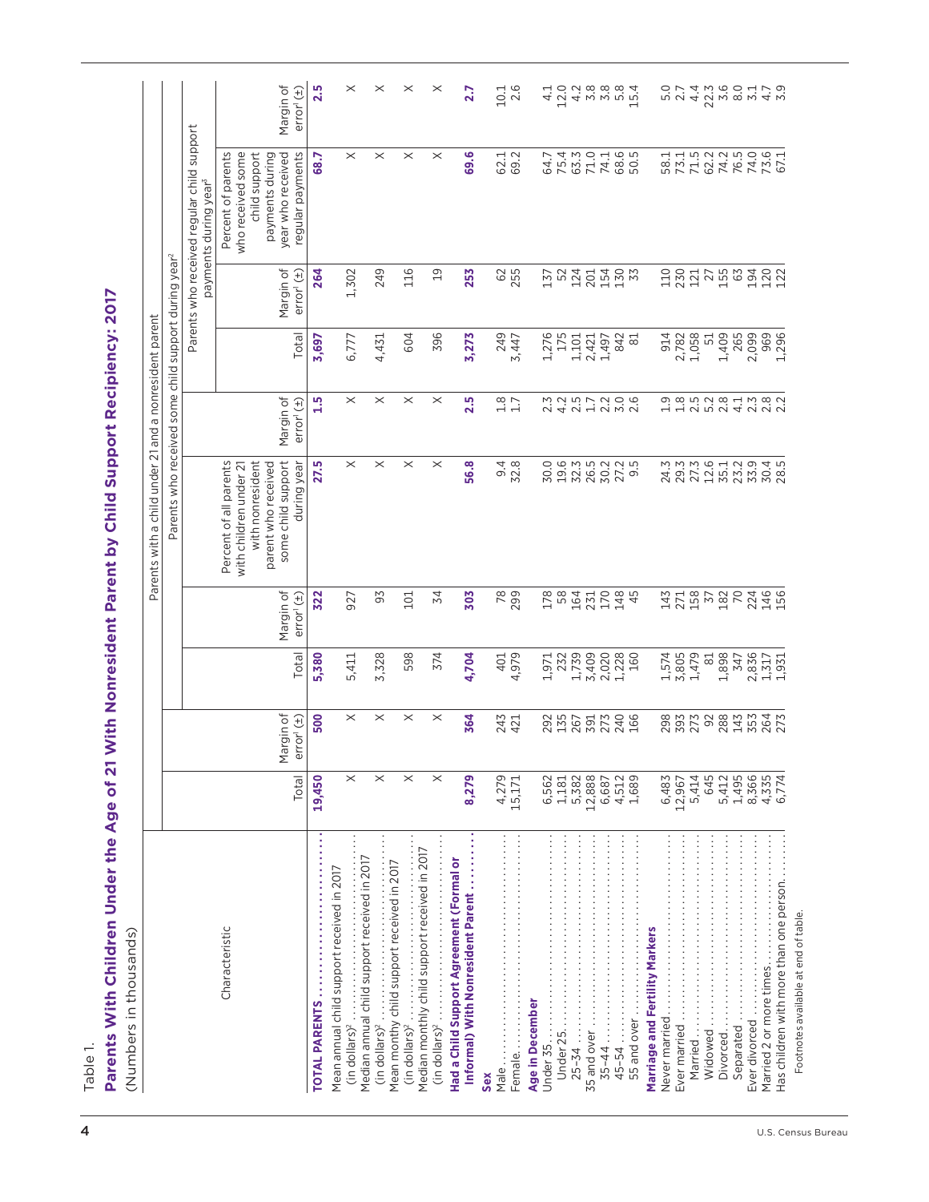Table 1.

## Parents With Children Under the Age of 21 With Nonresident Parent by Child Support Recipiency: 2017

(Numbers in thousands)

| Characteristic | Parents with a child under 21 and a nonresident parent | | | | | | | | | |
|---|---|---|---|---|---|---|---|---|---|---|
| | | | Parents who received some child support during year[2] | | | | | | | |
| | | | | | | | Parents who received regular child support payments during year[3] | | | |
| | Total | Margin of error[1] (±) | Total | Margin of error[1] (±) | Percent of all parents with children under 21 with nonresident parent who received some child support during year | Margin of error[1] (±) | Total | Margin of error[1] (±) | Percent of parents who received some child support payments during year who received regular payments | Margin of error[1] (±) |
| **TOTAL PARENTS** | **19,450** | **500** | **5,380** | **322** | **27.5** | **1.5** | **3,697** | **264** | **68.7** | **2.5** |
| Mean annual child support received in 2017 (in dollars)[2] | X | X | 5,411 | 927 | X | X | 6,777 | 1,302 | X | X |
| Median annual child support received in 2017 (in dollars)[2] | X | X | 3,328 | 93 | X | X | 4,431 | 249 | X | X |
| Mean monthy child support received in 2017 (in dollars)[2] | X | X | 598 | 101 | X | X | 604 | 116 | X | X |
| Median monthly child support received in 2017 (in dollars)[2] | X | X | 374 | 34 | X | X | 396 | 19 | X | X |
| **Had a Child Support Agreement (Formal or Informal) With Nonresident Parent** | **8,279** | **364** | **4,704** | **303** | **56.8** | **2.5** | **3,273** | **253** | **69.6** | **2.7** |
| **Sex** | | | | | | | | | | |
| Male | 4,279 | 243 | 401 | 78 | 9.4 | 1.8 | 249 | 62 | 62.1 | 10.1 |
| Female | 15,171 | 421 | 4,979 | 299 | 32.8 | 1.7 | 3,447 | 255 | 69.2 | 2.6 |
| **Age in December** | | | | | | | | | | |
| Under 35 | 6,562 | 292 | 1,971 | 178 | 30.0 | 2.3 | 1,276 | 137 | 64.7 | 4.1 |
| Under 25 | 1,181 | 135 | 232 | 58 | 19.6 | 4.2 | 175 | 52 | 75.4 | 12.0 |
| 25–34 | 5,382 | 267 | 1,739 | 164 | 32.3 | 2.5 | 1,101 | 124 | 63.3 | 4.2 |
| 35 and over | 12,888 | 391 | 3,409 | 231 | 26.5 | 1.7 | 2,421 | 201 | 71.0 | 3.8 |
| 35–44 | 6,687 | 273 | 2,020 | 170 | 30.2 | 2.2 | 1,497 | 154 | 74.1 | 3.8 |
| 45–54 | 4,512 | 240 | 1,228 | 148 | 27.2 | 3.0 | 842 | 130 | 68.6 | 5.8 |
| 55 and over | 1,689 | 166 | 160 | 45 | 9.5 | 2.6 | 81 | 33 | 50.5 | 15.4 |
| **Marriage and Fertility Markers** | | | | | | | | | | |
| Never married | 6,483 | 298 | 1,574 | 143 | 24.3 | 1.9 | 914 | 110 | 58.1 | 5.0 |
| Ever married | 12,967 | 393 | 3,805 | 271 | 29.3 | 1.8 | 2,782 | 230 | 73.1 | 2.7 |
| Married | 5,414 | 273 | 1,479 | 158 | 27.3 | 2.5 | 1,058 | 121 | 71.5 | 4.4 |
| Widowed | 645 | 92 | 81 | 37 | 12.6 | 5.2 | 51 | 27 | 62.2 | 22.3 |
| Divorced | 5,412 | 288 | 1,898 | 182 | 35.1 | 2.8 | 1,409 | 155 | 74.2 | 3.6 |
| Separated | 1,495 | 143 | 347 | 70 | 23.2 | 4.1 | 265 | 63 | 76.5 | 8.0 |
| Ever divorced | 8,366 | 353 | 2,836 | 224 | 33.9 | 2.3 | 2,099 | 194 | 74.0 | 3.1 |
| Married 2 or more times | 4,335 | 264 | 1,317 | 146 | 30.4 | 2.8 | 969 | 120 | 73.6 | 4.7 |
| Has children with more than one person | 6,774 | 273 | 1,931 | 156 | 28.5 | 2.2 | 1,296 | 122 | 67.1 | 3.9 |

Footnotes available at end of table.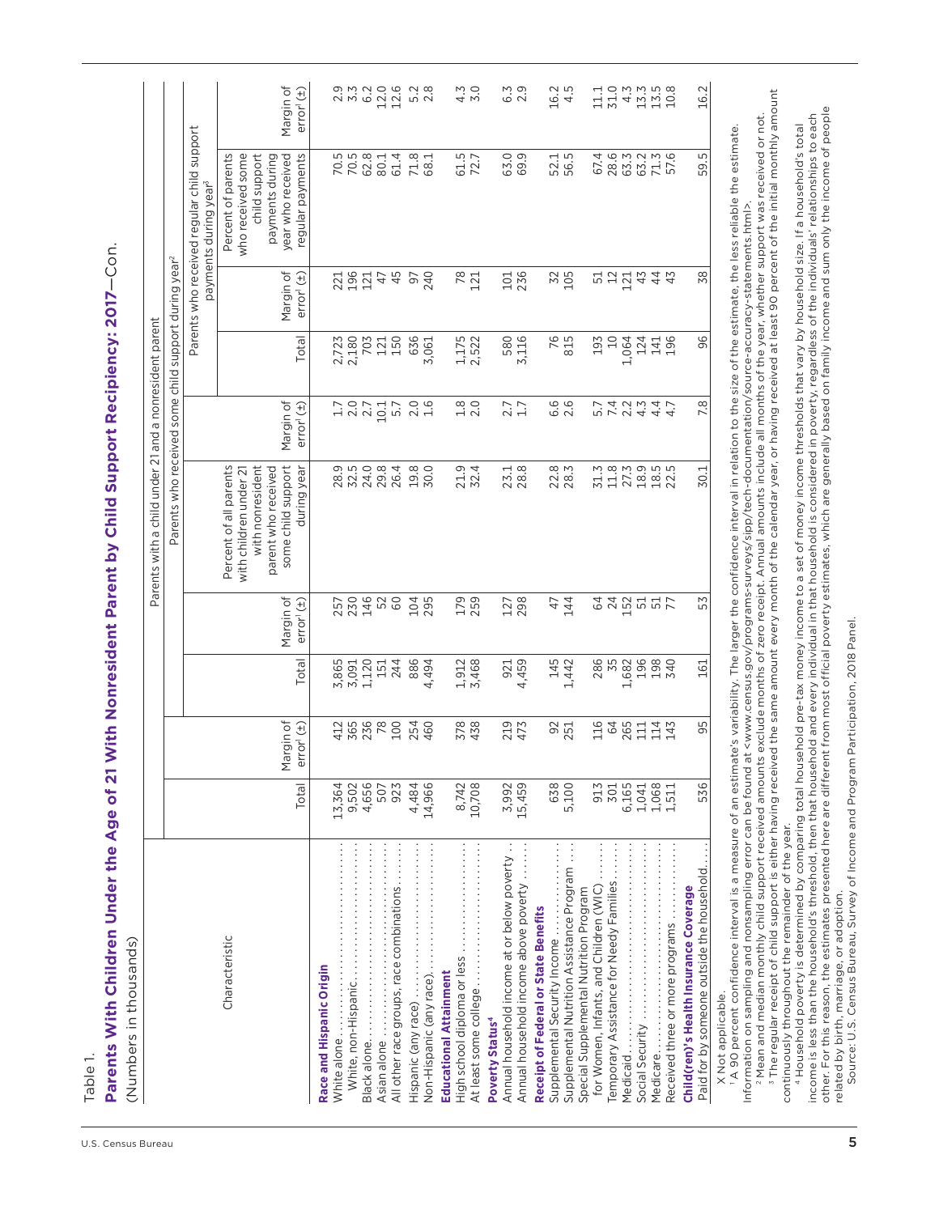Table 1.

**Parents With Children Under the Age of 21 With Nonresident Parent by Child Support Recipiency: 2017—Con.**

(Numbers in thousands)

| Characteristic | Parents with a child under 21 and a nonresident parent | | Parents who received some child support during year[2] | | | | Parents who received regular child support payments during year[3] | | | |
|---|---|---|---|---|---|---|---|---|---|---|
| | Total | Margin of error[1] (±) | Total | Margin of error[1] (±) | Percent of all parents with children under 21 with nonresident parent who received some child support during year | Margin of error[1] (±) | Total | Margin of error[1] (±) | Percent of parents who received some child support payments during year who received regular payments | Margin of error[1] (±) |
| **Race and Hispanic Origin** | | | | | | | | | | |
| White alone | 13,364 | 412 | 3,865 | 257 | 28.9 | 1.7 | 2,723 | 221 | 70.5 | 2.9 |
| White, non-Hispanic | 9,502 | 365 | 3,091 | 230 | 32.5 | 2.0 | 2,180 | 196 | 70.5 | 3.3 |
| Black alone | 4,656 | 236 | 1,120 | 146 | 24.0 | 2.7 | 703 | 121 | 62.8 | 6.2 |
| Asian alone | 507 | 78 | 151 | 52 | 29.8 | 10.1 | 121 | 47 | 80.1 | 12.0 |
| All other race groups, race combinations | 923 | 100 | 244 | 60 | 26.4 | 5.7 | 150 | 45 | 61.4 | 12.6 |
| Hispanic (any race) | 4,484 | 254 | 886 | 104 | 19.8 | 2.0 | 636 | 97 | 71.8 | 5.2 |
| Non-Hispanic (any race) | 14,966 | 460 | 4,494 | 295 | 30.0 | 1.6 | 3,061 | 240 | 68.1 | 2.8 |
| **Educational Attainment** | | | | | | | | | | |
| High school diploma or less | 8,742 | 378 | 1,912 | 179 | 21.9 | 1.8 | 1,175 | 78 | 61.5 | 4.3 |
| At least some college | 10,708 | 438 | 3,468 | 259 | 32.4 | 2.0 | 2,522 | 121 | 72.7 | 3.0 |
| **Poverty Status[4]** | | | | | | | | | | |
| Annual household income at or below poverty | 3,992 | 219 | 921 | 127 | 23.1 | 2.7 | 580 | 101 | 63.0 | 6.3 |
| Annual household income above poverty | 15,459 | 473 | 4,459 | 298 | 28.8 | 1.7 | 3,116 | 236 | 69.9 | 2.9 |
| **Receipt of Federal or State Benefits** | | | | | | | | | | |
| Supplemental Security Income | 638 | 92 | 145 | 47 | 22.8 | 6.6 | 76 | 32 | 52.1 | 16.2 |
| Supplemental Nutrition Assistance Program | 5,100 | 251 | 1,442 | 144 | 28.3 | 2.6 | 815 | 105 | 56.5 | 4.5 |
| Special Supplemental Nutrition Program for Women, Infants, and Children (WIC) | 913 | 116 | 286 | 64 | 31.3 | 5.7 | 193 | 51 | 67.4 | 11.1 |
| Temporary Assistance for Needy Families | 301 | 64 | 35 | 24 | 11.8 | 7.4 | 10 | 12 | 28.6 | 31.0 |
| Medicaid | 6,165 | 265 | 1,682 | 152 | 27.3 | 2.2 | 1,064 | 121 | 63.3 | 4.3 |
| Social Security | 1,041 | 111 | 196 | 51 | 18.9 | 4.3 | 124 | 43 | 63.2 | 13.3 |
| Medicare | 1,068 | 114 | 198 | 51 | 18.5 | 4.4 | 141 | 44 | 71.3 | 13.5 |
| Received three or more programs | 1,511 | 143 | 340 | 77 | 22.5 | 4.7 | 196 | 43 | 57.6 | 10.8 |
| **Child(ren)'s Health Insurance Coverage** | | | | | | | | | | |
| Paid for by someone outside the household | 536 | 95 | 161 | 53 | 30.1 | 7.8 | 96 | 38 | 59.5 | 16.2 |

X Not applicable.

[1] A 90 percent confidence interval is a measure of an estimate's variability. The larger the confidence interval in relation to the size of the estimate, the less reliable the estimate. Information on sampling and nonsampling error can be found at <www.census.gov/programs-surveys/sipp/tech-documentation/source-accuracy-statements.html>.

[2] Mean and median monthly child support received amounts exclude months of zero receipt. Annual amounts include all months of the year, whether support was received or not.

[3] The regular receipt of child support is either having received the same amount every month of the calendar year, or having received at least 90 percent of the initial monthly amount continuously throughout the remainder of the year.

[4] Household poverty is determined by comparing total household pre-tax money income to a set of money income thresholds that vary by household size. If a household's total income is less than the household's threshold, then that household and every individual in that household is considered in poverty, regardless of the individuals' relationships to each other. For this reason, the estimates presented here are different from most official poverty estimates, which are generally based on family income and sum only the income of people related by birth, marriage, or adoption.

Source: U.S. Census Bureau, Survey of Income and Program Participation, 2018 Panel.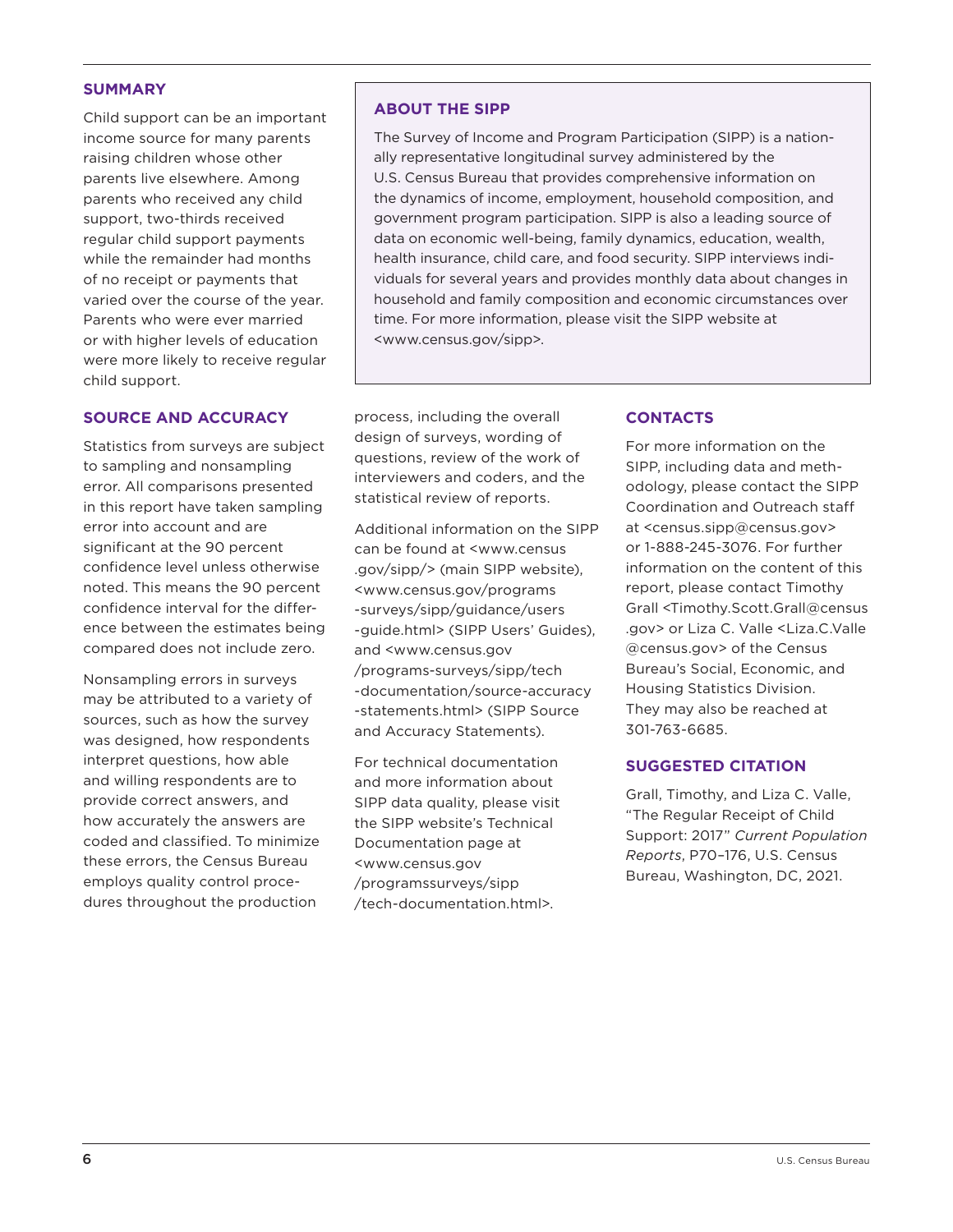## SUMMARY

Child support can be an important income source for many parents raising children whose other parents live elsewhere. Among parents who received any child support, two-thirds received regular child support payments while the remainder had months of no receipt or payments that varied over the course of the year. Parents who were ever married or with higher levels of education were more likely to receive regular child support.

## ABOUT THE SIPP

The Survey of Income and Program Participation (SIPP) is a nationally representative longitudinal survey administered by the U.S. Census Bureau that provides comprehensive information on the dynamics of income, employment, household composition, and government program participation. SIPP is also a leading source of data on economic well-being, family dynamics, education, wealth, health insurance, child care, and food security. SIPP interviews individuals for several years and provides monthly data about changes in household and family composition and economic circumstances over time. For more information, please visit the SIPP website at <www.census.gov/sipp>.

## SOURCE AND ACCURACY

Statistics from surveys are subject to sampling and nonsampling error. All comparisons presented in this report have taken sampling error into account and are significant at the 90 percent confidence level unless otherwise noted. This means the 90 percent confidence interval for the difference between the estimates being compared does not include zero.

Nonsampling errors in surveys may be attributed to a variety of sources, such as how the survey was designed, how respondents interpret questions, how able and willing respondents are to provide correct answers, and how accurately the answers are coded and classified. To minimize these errors, the Census Bureau employs quality control procedures throughout the production process, including the overall design of surveys, wording of questions, review of the work of interviewers and coders, and the statistical review of reports.

Additional information on the SIPP can be found at <www.census.gov/sipp/> (main SIPP website), <www.census.gov/programs-surveys/sipp/guidance/users-guide.html> (SIPP Users' Guides), and <www.census.gov/programs-surveys/sipp/tech-documentation/source-accuracy-statements.html> (SIPP Source and Accuracy Statements).

For technical documentation and more information about SIPP data quality, please visit the SIPP website's Technical Documentation page at <www.census.gov/programssurveys/sipp/tech-documentation.html>.

## CONTACTS

For more information on the SIPP, including data and methodology, please contact the SIPP Coordination and Outreach staff at <census.sipp@census.gov> or 1-888-245-3076. For further information on the content of this report, please contact Timothy Grall <Timothy.Scott.Grall@census.gov> or Liza C. Valle <Liza.C.Valle@census.gov> of the Census Bureau's Social, Economic, and Housing Statistics Division. They may also be reached at 301-763-6685.

## SUGGESTED CITATION

Grall, Timothy, and Liza C. Valle, "The Regular Receipt of Child Support: 2017" *Current Population Reports*, P70–176, U.S. Census Bureau, Washington, DC, 2021.